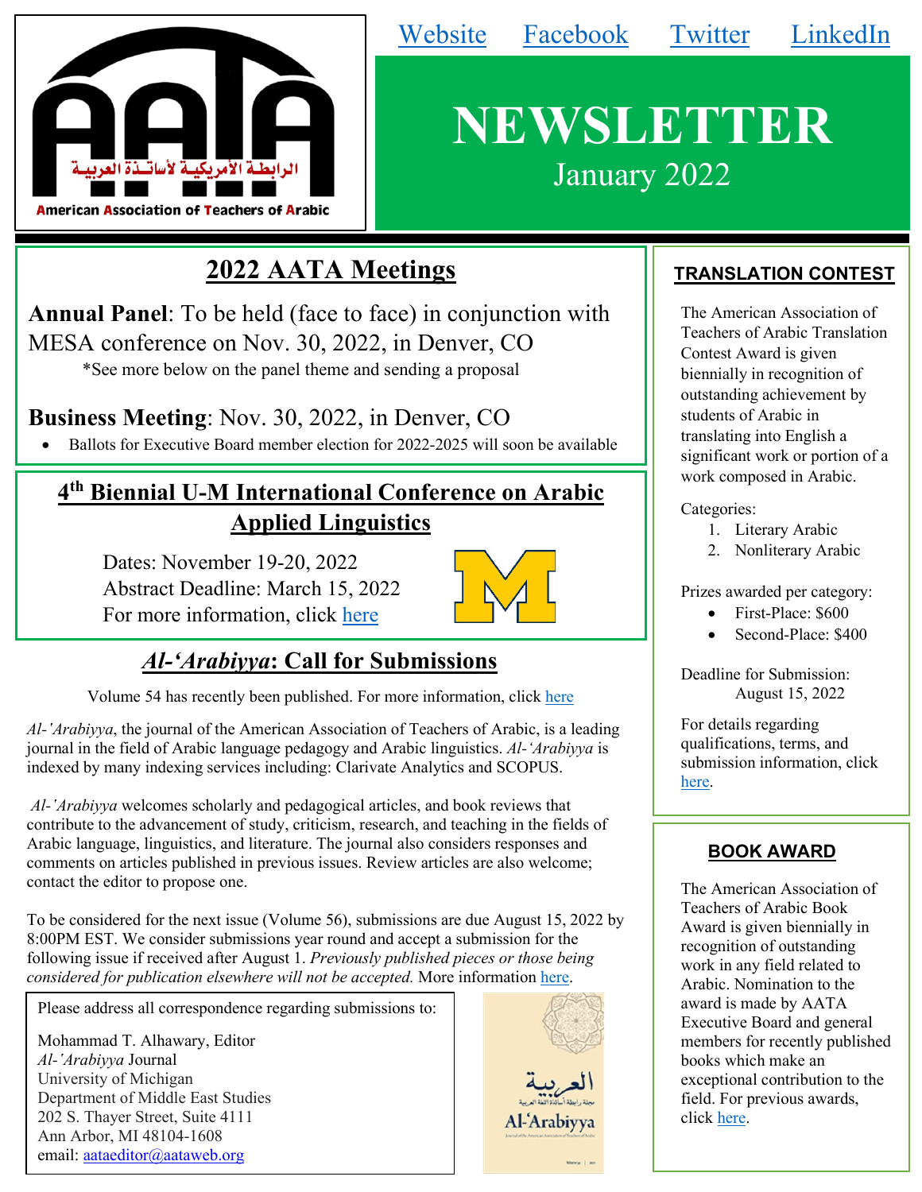Website Facebook Twitter LinkedIn

American Association of Teachers of Arabic

الرابطة الأمريكية لأساتذة العربية

# NEWSLETTER

January 2022

## 2022 AATA Meetings

**Annual Panel**: To be held (face to face) in conjunction with MESA conference on Nov. 30, 2022, in Denver, CO

*See more below on the panel theme and sending a proposal

**Business Meeting**: Nov. 30, 2022, in Denver, CO

- Ballots for Executive Board member election for 2022-2025 will soon be available

## 4th Biennial U-M International Conference on Arabic Applied Linguistics

Dates: November 19-20, 2022

Abstract Deadline: March 15, 2022

For more information, click here

## *Al-ʻArabiyya*: Call for Submissions

Volume 54 has recently been published. For more information, click here

*Al-ʻArabiyya*, the journal of the American Association of Teachers of Arabic, is a leading journal in the field of Arabic language pedagogy and Arabic linguistics. *Al-ʻArabiyya* is indexed by many indexing services including: Clarivate Analytics and SCOPUS.

*Al-ʻArabiyya* welcomes scholarly and pedagogical articles, and book reviews that contribute to the advancement of study, criticism, research, and teaching in the fields of Arabic language, linguistics, and literature. The journal also considers responses and comments on articles published in previous issues. Review articles are also welcome; contact the editor to propose one.

To be considered for the next issue (Volume 56), submissions are due August 15, 2022 by 8:00PM EST. We consider submissions year round and accept a submission for the following issue if received after August 1. *Previously published pieces or those being considered for publication elsewhere will not be accepted.* More information here.

Please address all correspondence regarding submissions to:

Mohammad T. Alhawary, Editor
*Al-ʻArabiyya* Journal
University of Michigan
Department of Middle East Studies
202 S. Thayer Street, Suite 4111
Ann Arbor, MI 48104-1608
email: aataeditor@aataweb.org

## TRANSLATION CONTEST

The American Association of Teachers of Arabic Translation Contest Award is given biennially in recognition of outstanding achievement by students of Arabic in translating into English a significant work or portion of a work composed in Arabic.

Categories:

1. Literary Arabic
2. Nonliterary Arabic

Prizes awarded per category:

- First-Place: $600
- Second-Place: $400

Deadline for Submission:
August 15, 2022

For details regarding qualifications, terms, and submission information, click here.

## BOOK AWARD

The American Association of Teachers of Arabic Book Award is given biennially in recognition of outstanding work in any field related to Arabic. Nomination to the award is made by AATA Executive Board and general members for recently published books which make an exceptional contribution to the field. For previous awards, click here.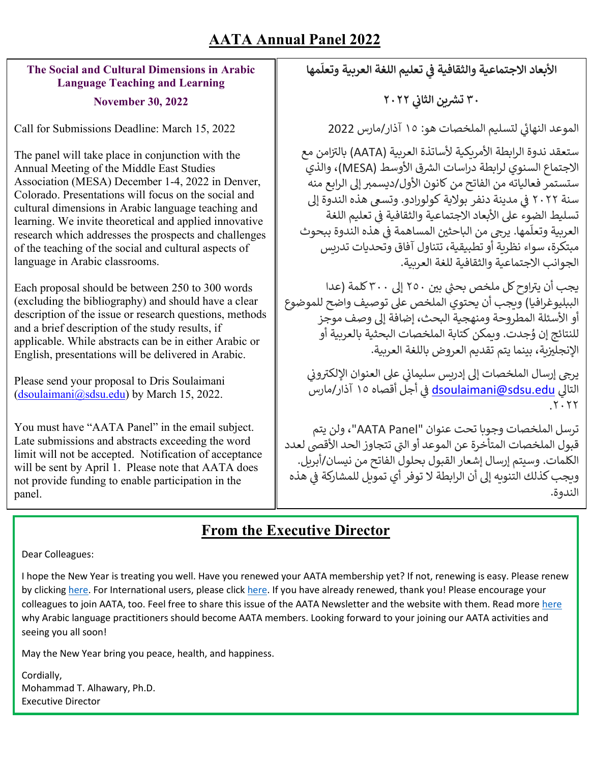# AATA Annual Panel 2022

## The Social and Cultural Dimensions in Arabic Language Teaching and Learning

**November 30, 2022**

Call for Submissions Deadline: March 15, 2022

The panel will take place in conjunction with the Annual Meeting of the Middle East Studies Association (MESA) December 1-4, 2022 in Denver, Colorado. Presentations will focus on the social and cultural dimensions in Arabic language teaching and learning. We invite theoretical and applied innovative research which addresses the prospects and challenges of the teaching of the social and cultural aspects of language in Arabic classrooms.

Each proposal should be between 250 to 300 words (excluding the bibliography) and should have a clear description of the issue or research questions, methods and a brief description of the study results, if applicable. While abstracts can be in either Arabic or English, presentations will be delivered in Arabic.

Please send your proposal to Dris Soulaimani (dsoulaimani@sdsu.edu) by March 15, 2022.

You must have "AATA Panel" in the email subject. Late submissions and abstracts exceeding the word limit will not be accepted. Notification of acceptance will be sent by April 1. Please note that AATA does not provide funding to enable participation in the panel.

## الأبعاد الاجتماعية والثقافية في تعليم اللغة العربية وتعلّمها

**٣٠ تشرين الثاني ٢٠٢٢**

الموعد النهائي لتسليم الملخصات هو: ١٥ آذار/مارس 2022

ستعقد ندوة الرابطة الأمريكية لأساتذة العربية (AATA) بالتزامن مع الاجتماع السنوي لرابطة دراسات الشرق الأوسط (MESA)، والذي ستستمر فعالياته من الفاتح من كانون الأول/ديسمبر إلى الرابع منه سنة ٢٠٢٢ في مدينة دنفر بولاية كولورادو. وتسعى هذه الندوة إلى تسليط الضوء على الأبعاد الاجتماعية والثقافية في تعليم اللغة العربية وتعلّمها. يرجى من الباحثين المساهمة في هذه الندوة ببحوث مبتكرة، سواء نظرية أو تطبيقية، تتناول آفاق وتحديات تدريس الجوانب الاجتماعية والثقافية للغة العربية.

يجب أن يتراوح كل ملخص بحثي بين ٢٥٠ إلى ٣٠٠ كلمة (عدا البيليوغرافيا) ويجب أن يحتوي الملخص على توصيف واضح للموضوع أو الأسئلة المطروحة ومنهجية البحث، إضافة إلى وصف موجز للنتائج إن وُجدت. ويمكن كتابة الملخصات البحثية بالعربية أو الإنجليزية، بينما يتم تقديم العروض باللغة العربية.

يرجى إرسال الملخصات إلى إدريس سليماني على العنوان الإلكتروني التالي dsoulaimani@sdsu.edu في أجل أقصاه ١٥ آذار/مارس ٢٠٢٢.

ترسل الملخصات وجوبا تحت عنوان "AATA Panel"، ولن يتم قبول الملخصات المتأخرة عن الموعد أو التي تتجاوز الحد الأقصى لعدد الكلمات. وسيتم إرسال إشعار القبول بحلول الفاتح من نيسان/أبريل. ويجب كذلك التنويه إلى أن الرابطة لا توفر أي تمويل للمشاركة في هذه الندوة.

# From the Executive Director

Dear Colleagues:

I hope the New Year is treating you well. Have you renewed your AATA membership yet? If not, renewing is easy. Please renew by clicking here. For International users, please click here. If you have already renewed, thank you! Please encourage your colleagues to join AATA, too. Feel free to share this issue of the AATA Newsletter and the website with them. Read more here why Arabic language practitioners should become AATA members. Looking forward to your joining our AATA activities and seeing you all soon!

May the New Year bring you peace, health, and happiness.

Cordially,
Mohammad T. Alhawary, Ph.D.
Executive Director